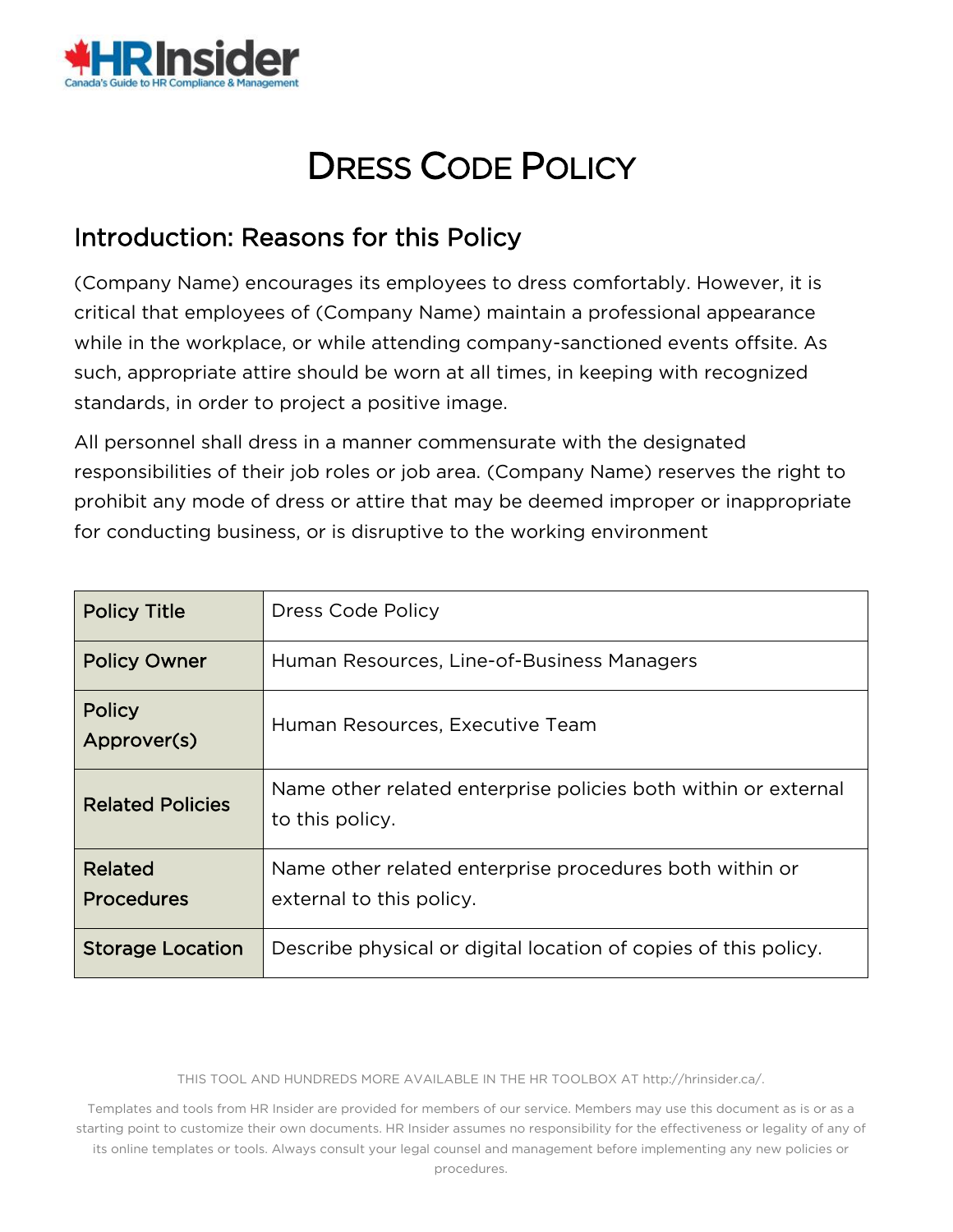# Dress Code Policy

## Introduction: Reasons for this Policy

(Company Name) encourages its employees to dress comfortably. However, it is critical that employees of (Company Name) maintain a professional appearance while in the workplace, or while attending company-sanctioned events offsite. As such, appropriate attire should be worn at all times, in keeping with recognized standards, in order to project a positive image.

All personnel shall dress in a manner commensurate with the designated responsibilities of their job roles or job area. (Company Name) reserves the right to prohibit any mode of dress or attire that may be deemed improper or inappropriate for conducting business, or is disruptive to the working environment

| | |
|---|---|
| **Policy Title** | Dress Code Policy |
| **Policy Owner** | Human Resources, Line-of-Business Managers |
| **Policy Approver(s)** | Human Resources, Executive Team |
| **Related Policies** | Name other related enterprise policies both within or external to this policy. |
| **Related Procedures** | Name other related enterprise procedures both within or external to this policy. |
| **Storage Location** | Describe physical or digital location of copies of this policy. |

THIS TOOL AND HUNDREDS MORE AVAILABLE IN THE HR TOOLBOX AT http://hrinsider.ca/.

Templates and tools from HR Insider are provided for members of our service. Members may use this document as is or as a starting point to customize their own documents. HR Insider assumes no responsibility for the effectiveness or legality of any of its online templates or tools. Always consult your legal counsel and management before implementing any new policies or procedures.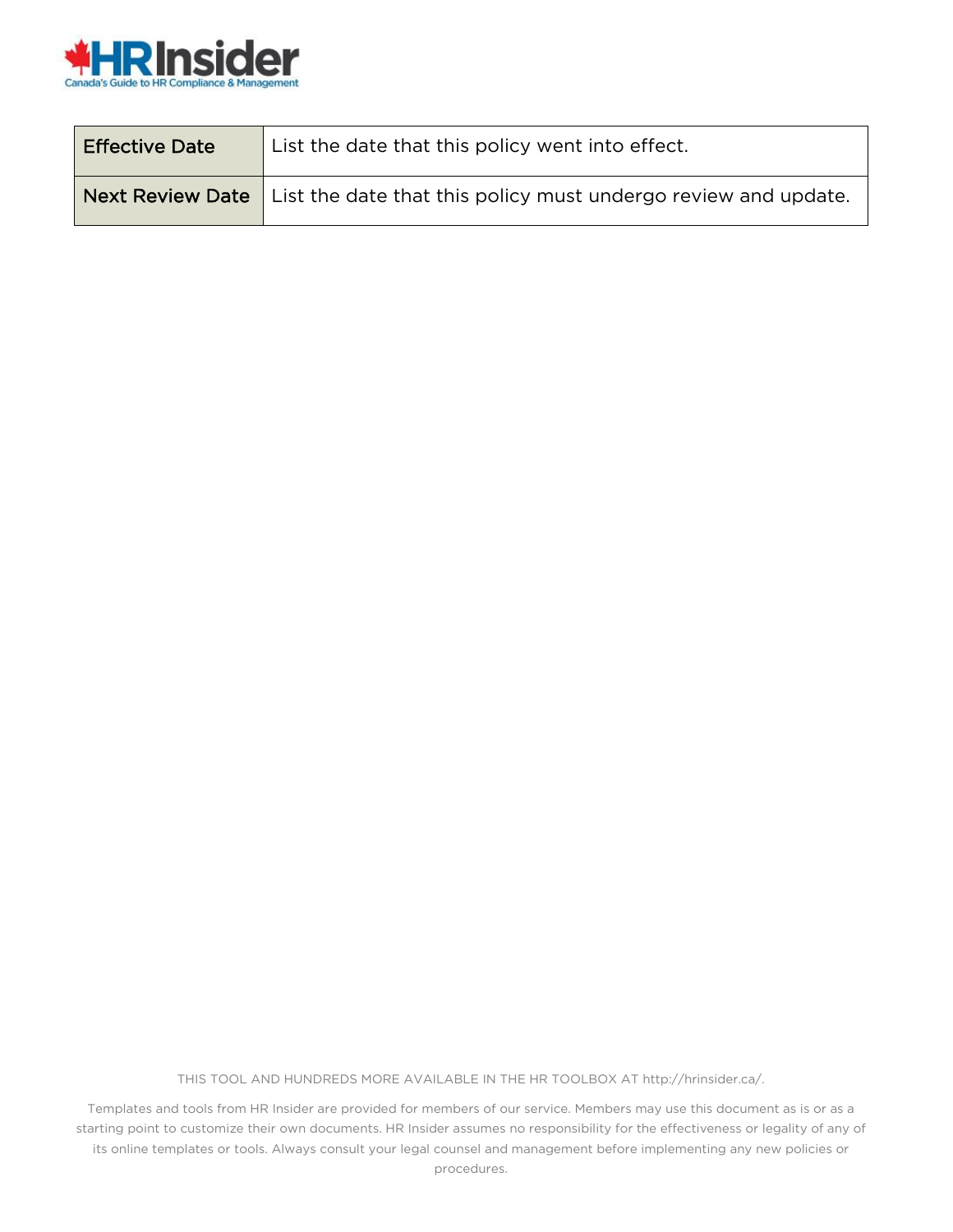| Effective Date | List the date that this policy went into effect. |
| --- | --- |
| Next Review Date | List the date that this policy must undergo review and update. |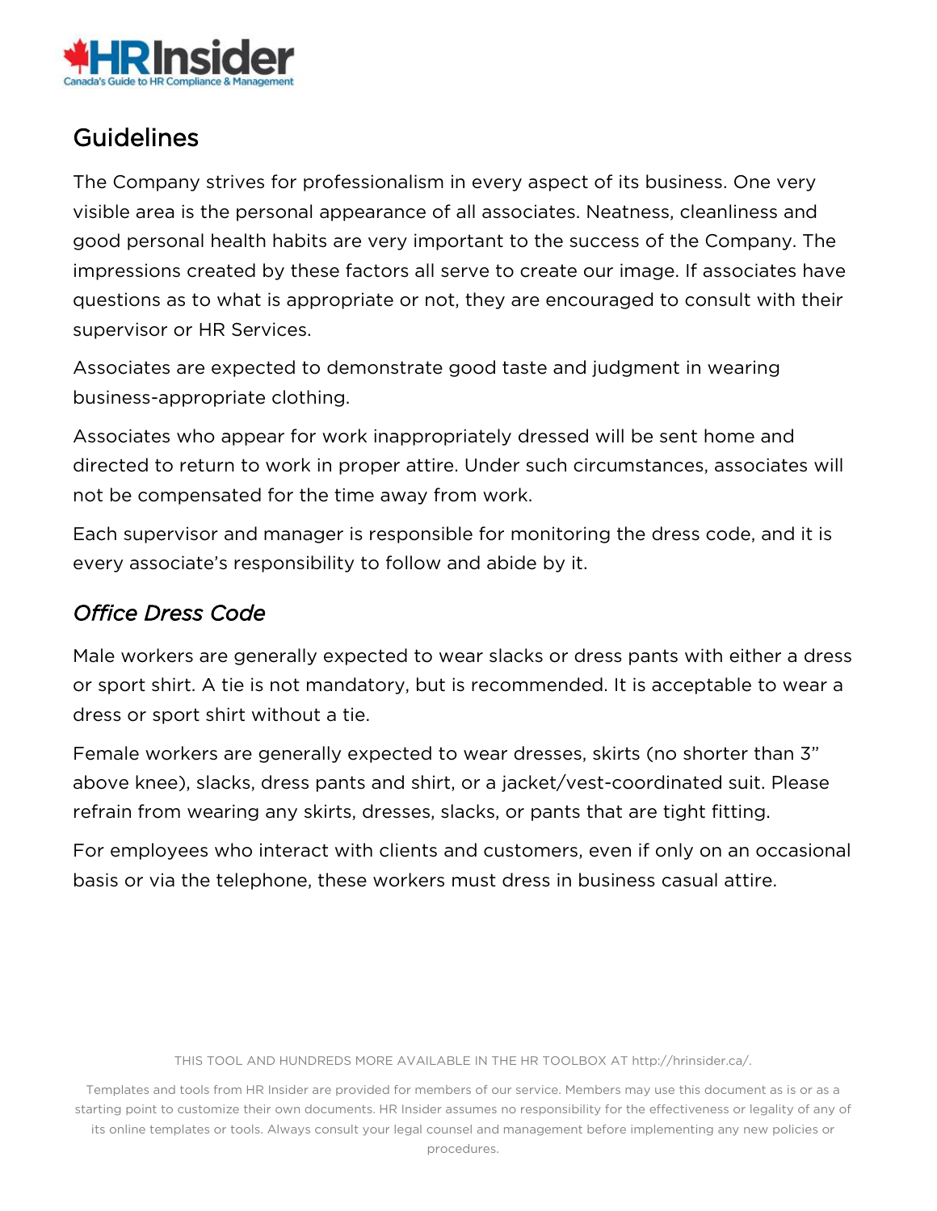## Guidelines

The Company strives for professionalism in every aspect of its business. One very visible area is the personal appearance of all associates. Neatness, cleanliness and good personal health habits are very important to the success of the Company. The impressions created by these factors all serve to create our image. If associates have questions as to what is appropriate or not, they are encouraged to consult with their supervisor or HR Services.

Associates are expected to demonstrate good taste and judgment in wearing business-appropriate clothing.

Associates who appear for work inappropriately dressed will be sent home and directed to return to work in proper attire. Under such circumstances, associates will not be compensated for the time away from work.

Each supervisor and manager is responsible for monitoring the dress code, and it is every associate's responsibility to follow and abide by it.

### *Office Dress Code*

Male workers are generally expected to wear slacks or dress pants with either a dress or sport shirt. A tie is not mandatory, but is recommended. It is acceptable to wear a dress or sport shirt without a tie.

Female workers are generally expected to wear dresses, skirts (no shorter than 3" above knee), slacks, dress pants and shirt, or a jacket/vest-coordinated suit. Please refrain from wearing any skirts, dresses, slacks, or pants that are tight fitting.

For employees who interact with clients and customers, even if only on an occasional basis or via the telephone, these workers must dress in business casual attire.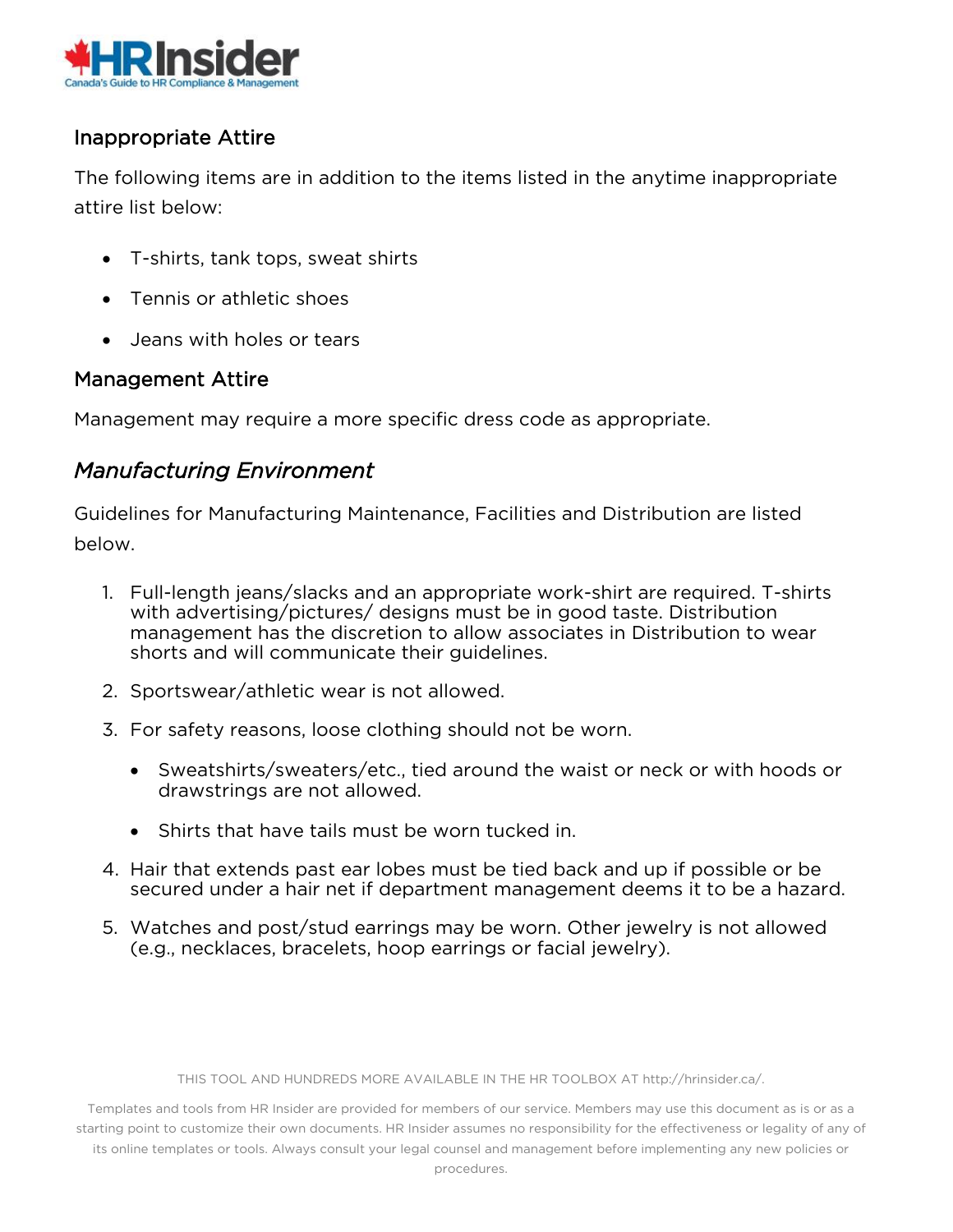### Inappropriate Attire

The following items are in addition to the items listed in the anytime inappropriate attire list below:

- T-shirts, tank tops, sweat shirts
- Tennis or athletic shoes
- Jeans with holes or tears

### Management Attire

Management may require a more specific dress code as appropriate.

## *Manufacturing Environment*

Guidelines for Manufacturing Maintenance, Facilities and Distribution are listed below.

1. Full-length jeans/slacks and an appropriate work-shirt are required. T-shirts with advertising/pictures/ designs must be in good taste. Distribution management has the discretion to allow associates in Distribution to wear shorts and will communicate their guidelines.
2. Sportswear/athletic wear is not allowed.
3. For safety reasons, loose clothing should not be worn.
   - Sweatshirts/sweaters/etc., tied around the waist or neck or with hoods or drawstrings are not allowed.
   - Shirts that have tails must be worn tucked in.
4. Hair that extends past ear lobes must be tied back and up if possible or be secured under a hair net if department management deems it to be a hazard.
5. Watches and post/stud earrings may be worn. Other jewelry is not allowed (e.g., necklaces, bracelets, hoop earrings or facial jewelry).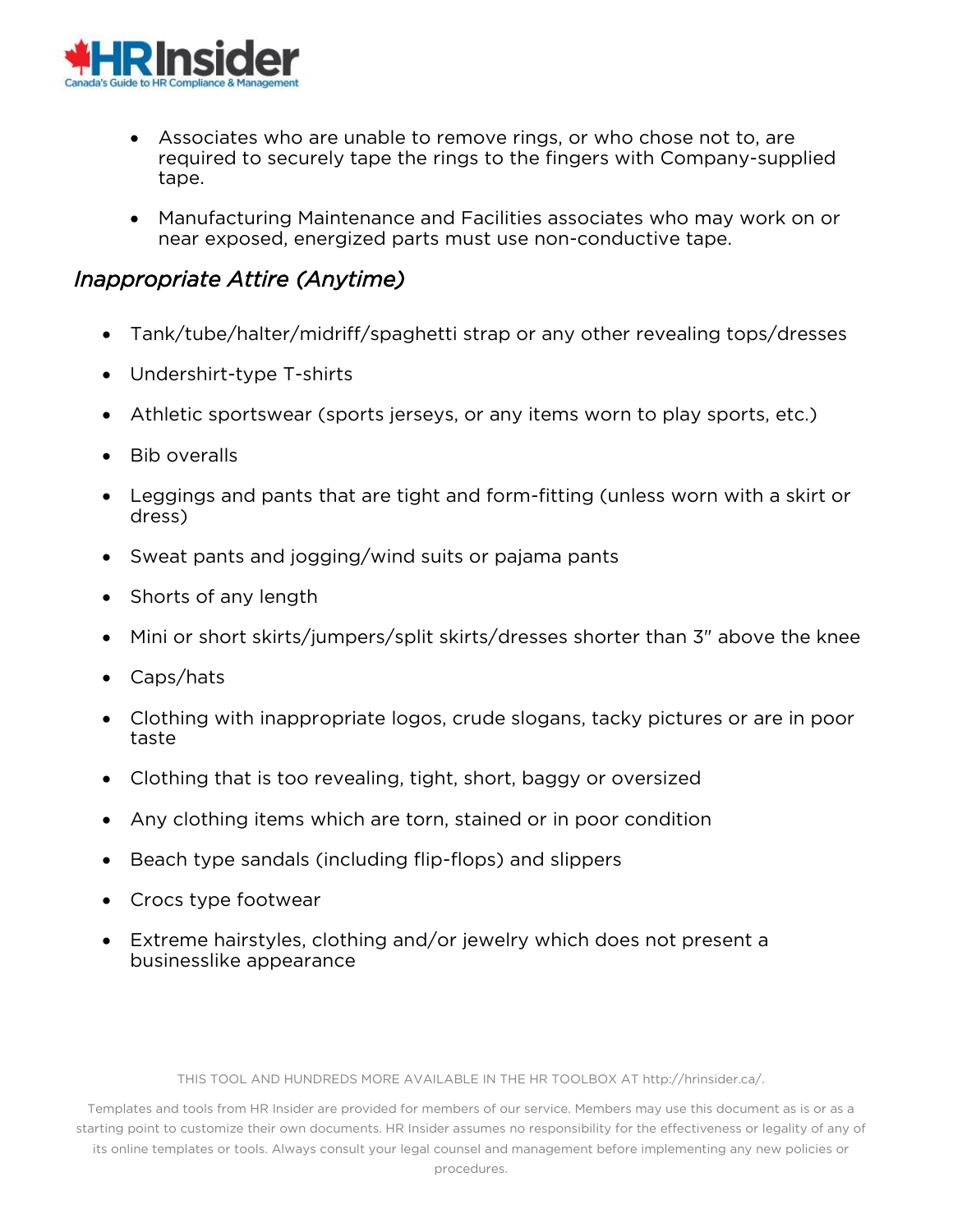- Associates who are unable to remove rings, or who chose not to, are required to securely tape the rings to the fingers with Company-supplied tape.
- Manufacturing Maintenance and Facilities associates who may work on or near exposed, energized parts must use non-conductive tape.

### *Inappropriate Attire (Anytime)*

- Tank/tube/halter/midriff/spaghetti strap or any other revealing tops/dresses
- Undershirt-type T-shirts
- Athletic sportswear (sports jerseys, or any items worn to play sports, etc.)
- Bib overalls
- Leggings and pants that are tight and form-fitting (unless worn with a skirt or dress)
- Sweat pants and jogging/wind suits or pajama pants
- Shorts of any length
- Mini or short skirts/jumpers/split skirts/dresses shorter than 3" above the knee
- Caps/hats
- Clothing with inappropriate logos, crude slogans, tacky pictures or are in poor taste
- Clothing that is too revealing, tight, short, baggy or oversized
- Any clothing items which are torn, stained or in poor condition
- Beach type sandals (including flip-flops) and slippers
- Crocs type footwear
- Extreme hairstyles, clothing and/or jewelry which does not present a businesslike appearance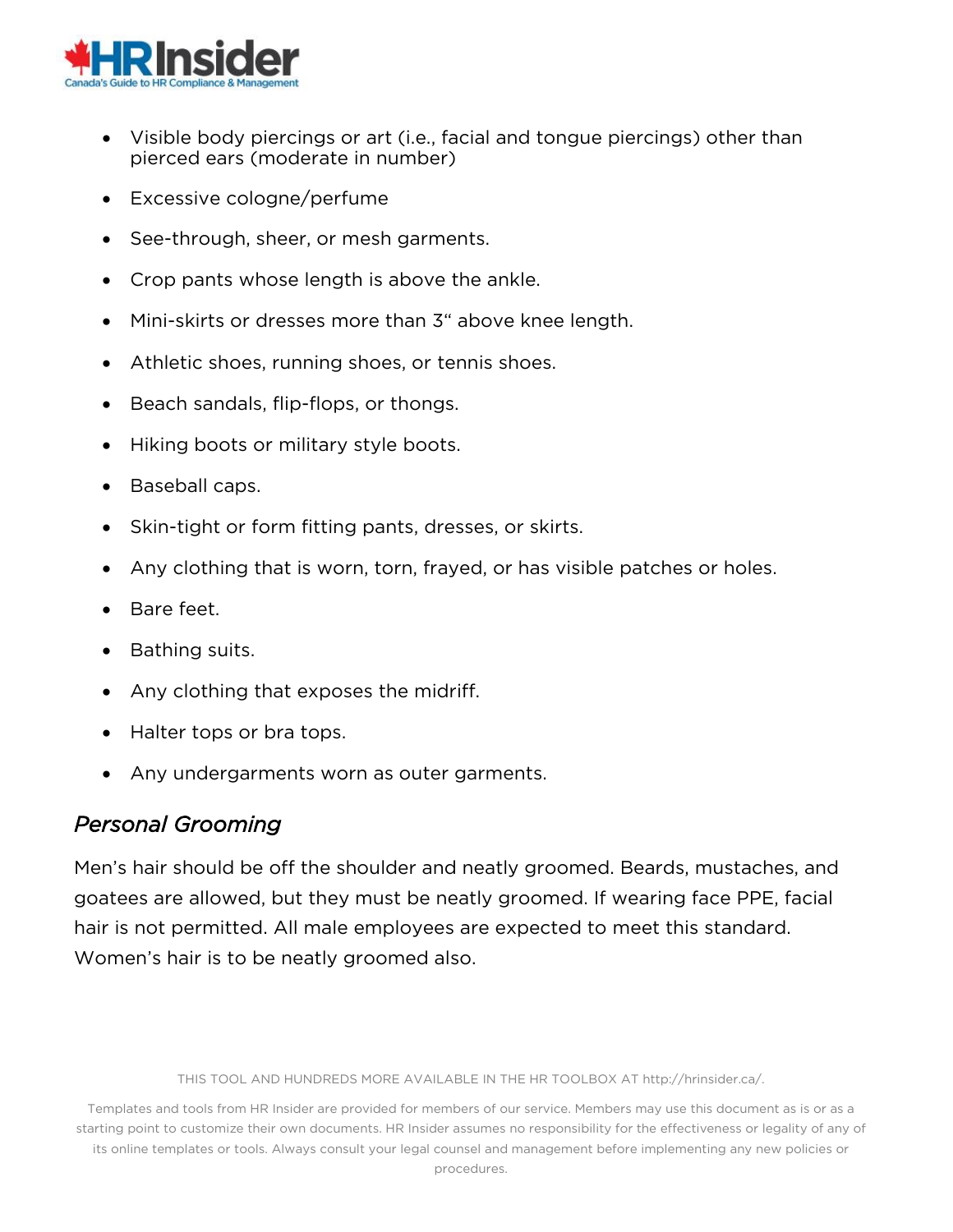- Visible body piercings or art (i.e., facial and tongue piercings) other than pierced ears (moderate in number)
- Excessive cologne/perfume
- See-through, sheer, or mesh garments.
- Crop pants whose length is above the ankle.
- Mini-skirts or dresses more than 3" above knee length.
- Athletic shoes, running shoes, or tennis shoes.
- Beach sandals, flip-flops, or thongs.
- Hiking boots or military style boots.
- Baseball caps.
- Skin-tight or form fitting pants, dresses, or skirts.
- Any clothing that is worn, torn, frayed, or has visible patches or holes.
- Bare feet.
- Bathing suits.
- Any clothing that exposes the midriff.
- Halter tops or bra tops.
- Any undergarments worn as outer garments.

### *Personal Grooming*

Men's hair should be off the shoulder and neatly groomed. Beards, mustaches, and goatees are allowed, but they must be neatly groomed. If wearing face PPE, facial hair is not permitted. All male employees are expected to meet this standard. Women's hair is to be neatly groomed also.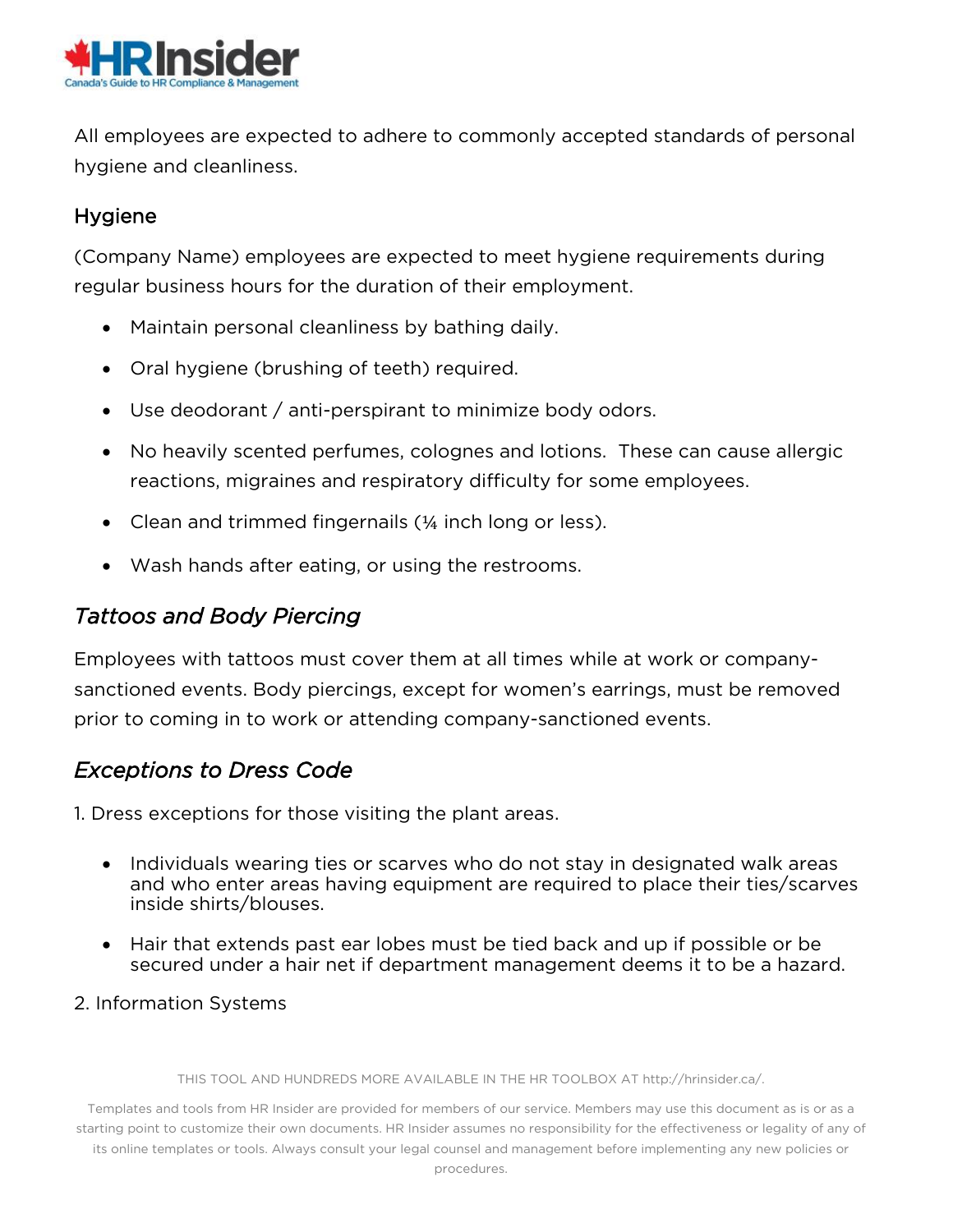All employees are expected to adhere to commonly accepted standards of personal hygiene and cleanliness.

## Hygiene

(Company Name) employees are expected to meet hygiene requirements during regular business hours for the duration of their employment.

- Maintain personal cleanliness by bathing daily.
- Oral hygiene (brushing of teeth) required.
- Use deodorant / anti-perspirant to minimize body odors.
- No heavily scented perfumes, colognes and lotions. These can cause allergic reactions, migraines and respiratory difficulty for some employees.
- Clean and trimmed fingernails (¼ inch long or less).
- Wash hands after eating, or using the restrooms.

## *Tattoos and Body Piercing*

Employees with tattoos must cover them at all times while at work or company-sanctioned events. Body piercings, except for women's earrings, must be removed prior to coming in to work or attending company-sanctioned events.

## *Exceptions to Dress Code*

1. Dress exceptions for those visiting the plant areas.

- Individuals wearing ties or scarves who do not stay in designated walk areas and who enter areas having equipment are required to place their ties/scarves inside shirts/blouses.
- Hair that extends past ear lobes must be tied back and up if possible or be secured under a hair net if department management deems it to be a hazard.

2. Information Systems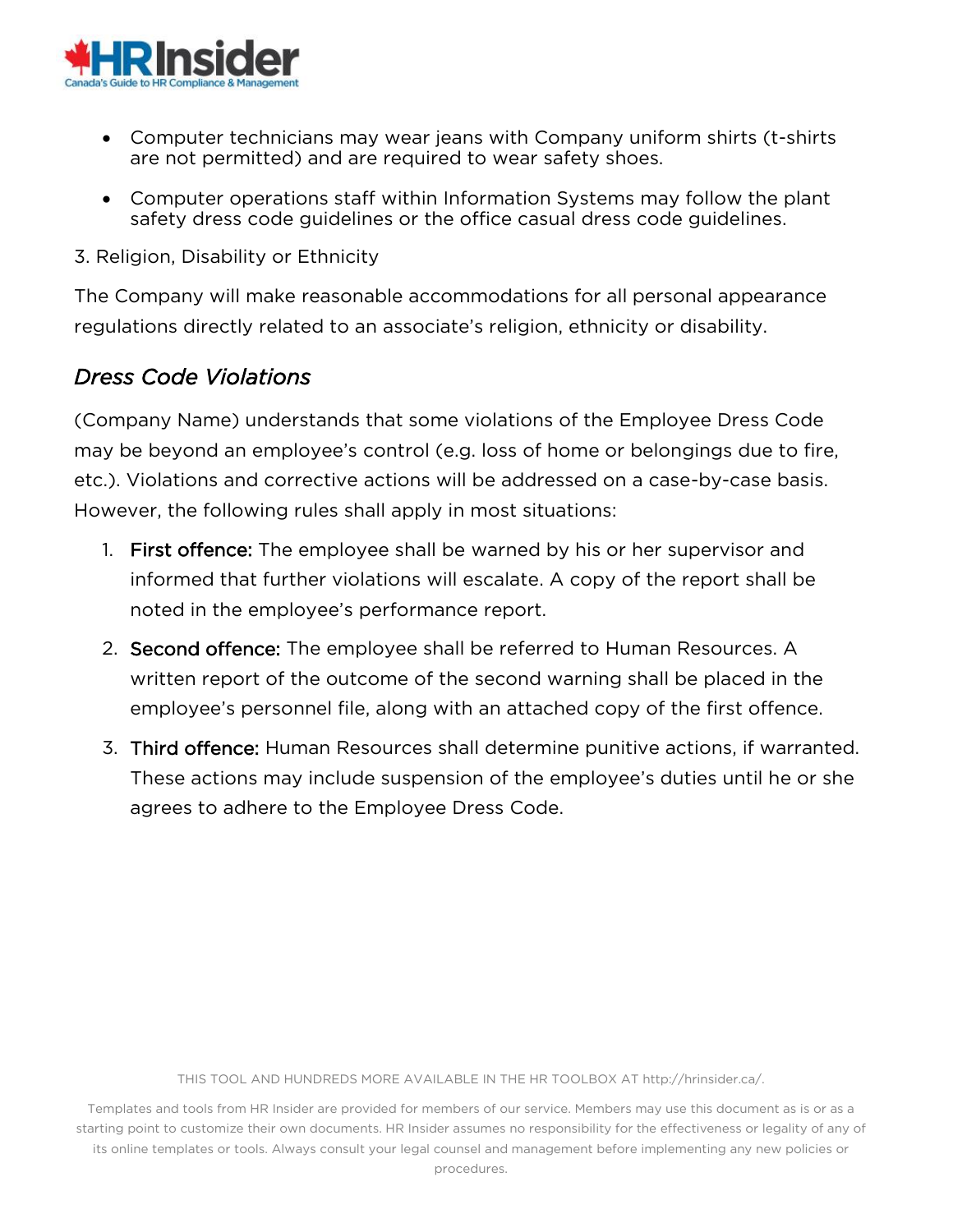- Computer technicians may wear jeans with Company uniform shirts (t-shirts are not permitted) and are required to wear safety shoes.
- Computer operations staff within Information Systems may follow the plant safety dress code guidelines or the office casual dress code guidelines.

3. Religion, Disability or Ethnicity

The Company will make reasonable accommodations for all personal appearance regulations directly related to an associate's religion, ethnicity or disability.

## *Dress Code Violations*

(Company Name) understands that some violations of the Employee Dress Code may be beyond an employee's control (e.g. loss of home or belongings due to fire, etc.). Violations and corrective actions will be addressed on a case-by-case basis. However, the following rules shall apply in most situations:

1. **First offence:** The employee shall be warned by his or her supervisor and informed that further violations will escalate. A copy of the report shall be noted in the employee's performance report.
2. **Second offence:** The employee shall be referred to Human Resources. A written report of the outcome of the second warning shall be placed in the employee's personnel file, along with an attached copy of the first offence.
3. **Third offence:** Human Resources shall determine punitive actions, if warranted. These actions may include suspension of the employee's duties until he or she agrees to adhere to the Employee Dress Code.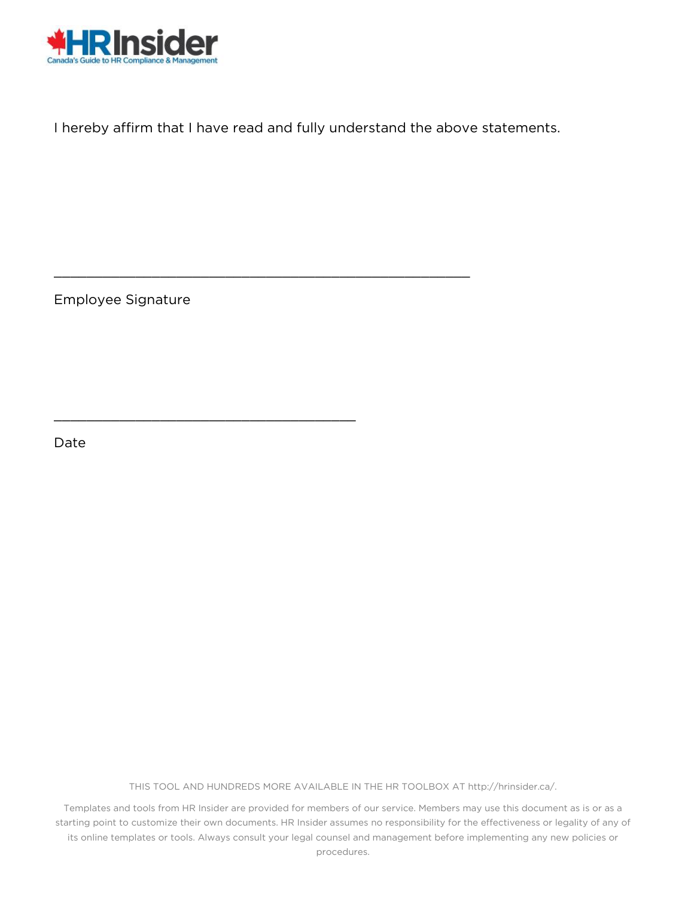I hereby affirm that I have read and fully understand the above statements.

______________________________________________________

Employee Signature

_______________________________________

Date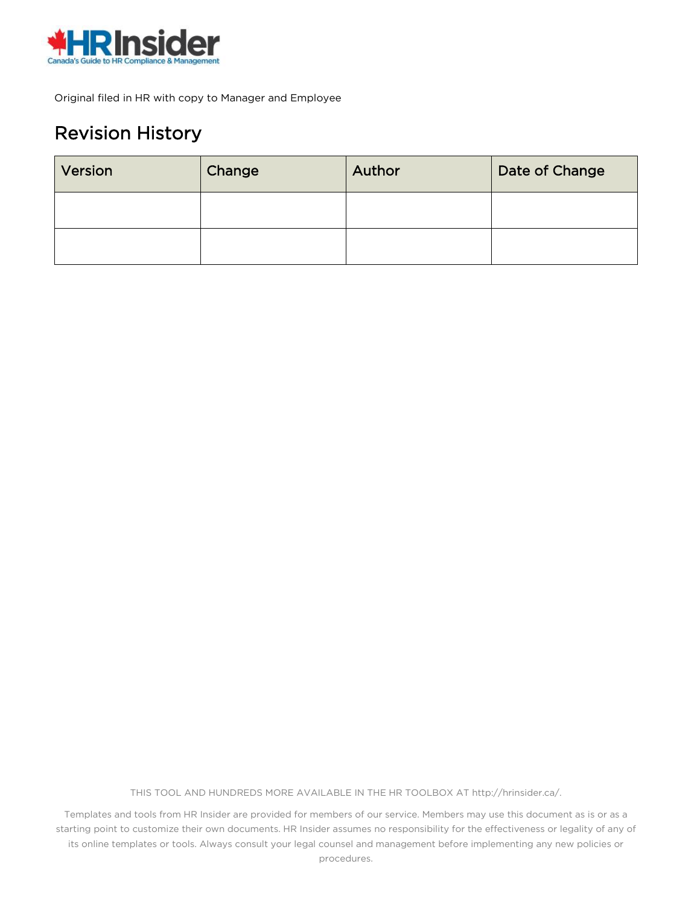Original filed in HR with copy to Manager and Employee

## Revision History

| Version | Change | Author | Date of Change |
| --- | --- | --- | --- |
| | | | |
| | | | |

THIS TOOL AND HUNDREDS MORE AVAILABLE IN THE HR TOOLBOX AT http://hrinsider.ca/.

Templates and tools from HR Insider are provided for members of our service. Members may use this document as is or as a starting point to customize their own documents. HR Insider assumes no responsibility for the effectiveness or legality of any of its online templates or tools. Always consult your legal counsel and management before implementing any new policies or procedures.